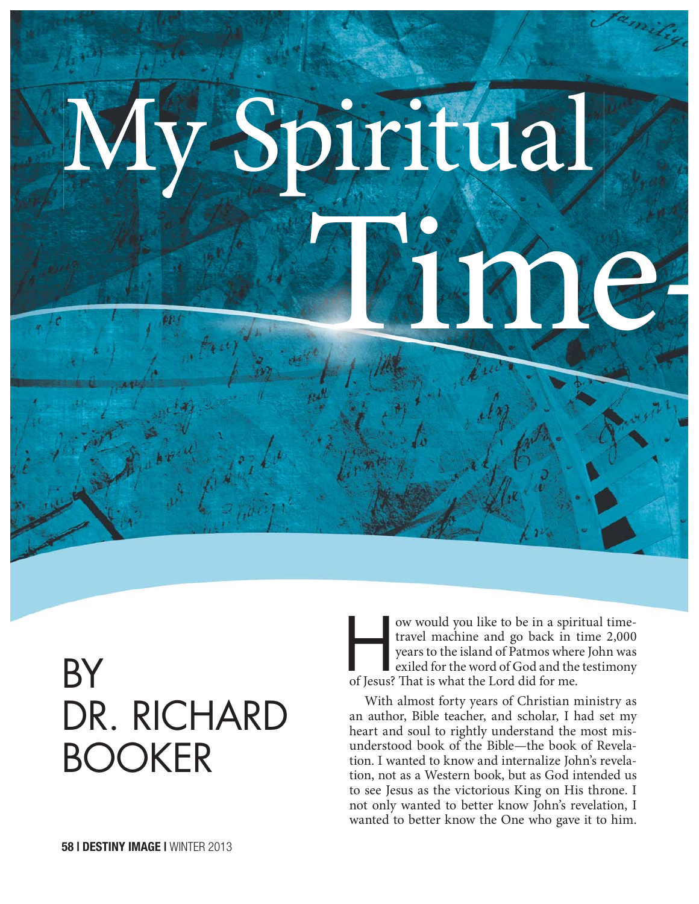# My Spiritual Time-

BY DR. RICHARD BOOKER

How would you like to be in a spiritual time-travel machine and go back in time 2,000 years to the island of Patmos where John was exiled for the word of God and the testimony of Jesus? That is what the Lord did for me.

With almost forty years of Christian ministry as an author, Bible teacher, and scholar, I had set my heart and soul to rightly understand the most misunderstood book of the Bible—the book of Revelation. I wanted to know and internalize John's revelation, not as a Western book, but as God intended us to see Jesus as the victorious King on His throne. I not only wanted to better know John's revelation, I wanted to better know the One who gave it to him.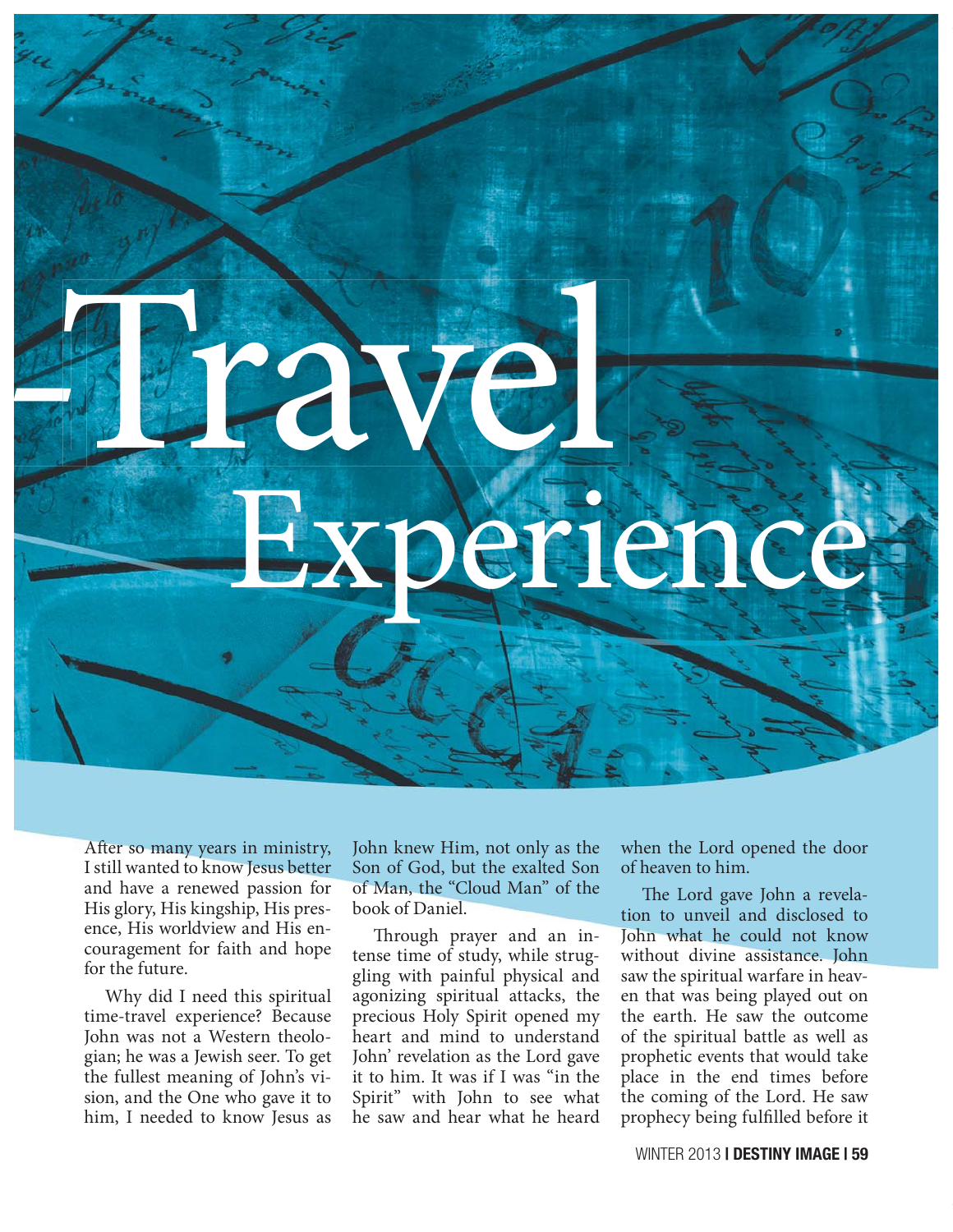# -Travel Experience

After so many years in ministry, I still wanted to know Jesus better and have a renewed passion for His glory, His kingship, His presence, His worldview and His encouragement for faith and hope for the future.

Why did I need this spiritual time-travel experience? Because John was not a Western theologian; he was a Jewish seer. To get the fullest meaning of John's vision, and the One who gave it to him, I needed to know Jesus as John knew Him, not only as the Son of God, but the exalted Son of Man, the "Cloud Man" of the book of Daniel.

Through prayer and an intense time of study, while struggling with painful physical and agonizing spiritual attacks, the precious Holy Spirit opened my heart and mind to understand John' revelation as the Lord gave it to him. It was if I was "in the Spirit" with John to see what he saw and hear what he heard when the Lord opened the door of heaven to him.

The Lord gave John a revelation to unveil and disclosed to John what he could not know without divine assistance. John saw the spiritual warfare in heaven that was being played out on the earth. He saw the outcome of the spiritual battle as well as prophetic events that would take place in the end times before the coming of the Lord. He saw prophecy being fulfilled before it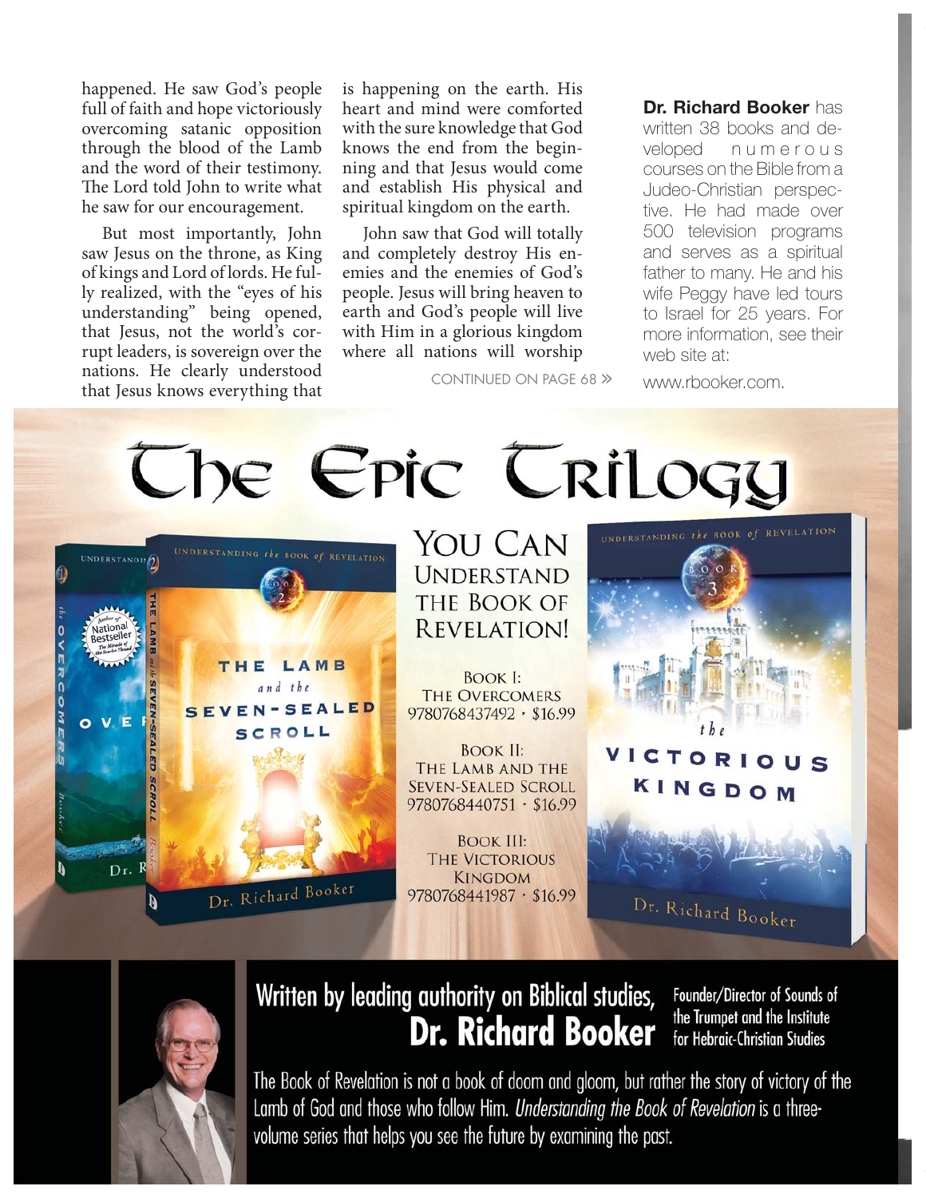happened. He saw God's people full of faith and hope victoriously overcoming satanic opposition through the blood of the Lamb and the word of their testimony. The Lord told John to write what he saw for our encouragement.

But most importantly, John saw Jesus on the throne, as King of kings and Lord of lords. He fully realized, with the "eyes of his understanding" being opened, that Jesus, not the world's corrupt leaders, is sovereign over the nations. He clearly understood that Jesus knows everything that is happening on the earth. His heart and mind were comforted with the sure knowledge that God knows the end from the beginning and that Jesus would come and establish His physical and spiritual kingdom on the earth.

John saw that God will totally and completely destroy His enemies and the enemies of God's people. Jesus will bring heaven to earth and God's people will live with Him in a glorious kingdom where all nations will worship

CONTINUED ON PAGE 68 »

**Dr. Richard Booker** has written 38 books and developed numerous courses on the Bible from a Judeo-Christian perspective. He had made over 500 television programs and serves as a spiritual father to many. He and his wife Peggy have led tours to Israel for 25 years. For more information, see their web site at:

www.rbooker.com.

# The Epic Trilogy

## You Can Understand the Book of Revelation!

Book I:
The Overcomers
9780768437492 · $16.99

Book II:
The Lamb and the Seven-Sealed Scroll
9780768440751 · $16.99

Book III:
The Victorious Kingdom
9780768441987 · $16.99

**Written by leading authority on Biblical studies, Dr. Richard Booker**

Founder/Director of Sounds of the Trumpet and the Institute for Hebraic-Christian Studies

The Book of Revelation is not a book of doom and gloom, but rather the story of victory of the Lamb of God and those who follow Him. *Understanding the Book of Revelation* is a three-volume series that helps you see the future by examining the past.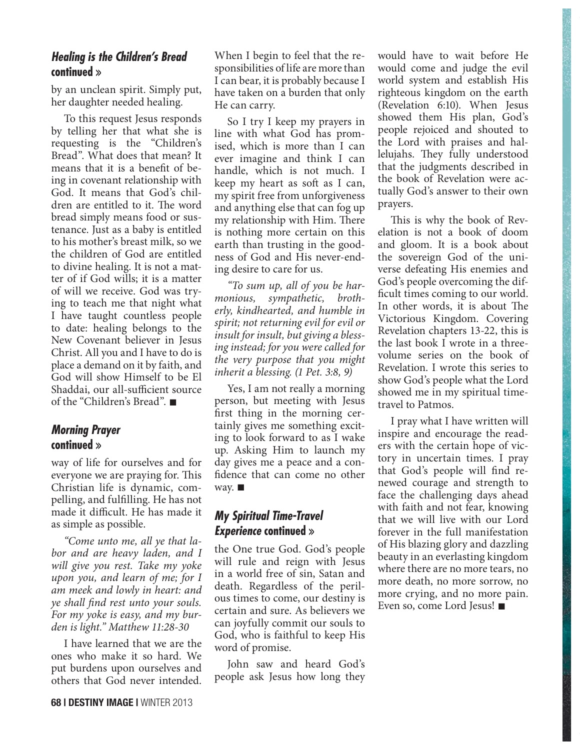### *Healing is the Children's Bread* continued »

by an unclean spirit. Simply put, her daughter needed healing.

To this request Jesus responds by telling her that what she is requesting is the "Children's Bread". What does that mean? It means that it is a benefit of being in covenant relationship with God. It means that God's children are entitled to it. The word bread simply means food or sustenance. Just as a baby is entitled to his mother's breast milk, so we the children of God are entitled to divine healing. It is not a matter of if God wills; it is a matter of will we receive. God was trying to teach me that night what I have taught countless people to date: healing belongs to the New Covenant believer in Jesus Christ. All you and I have to do is place a demand on it by faith, and God will show Himself to be El Shaddai, our all-sufficient source of the "Children's Bread". ■

### *Morning Prayer* continued »

way of life for ourselves and for everyone we are praying for. This Christian life is dynamic, compelling, and fulfilling. He has not made it difficult. He has made it as simple as possible.

*"Come unto me, all ye that labor and are heavy laden, and I will give you rest. Take my yoke upon you, and learn of me; for I am meek and lowly in heart: and ye shall find rest unto your souls. For my yoke is easy, and my burden is light." Matthew 11:28-30*

I have learned that we are the ones who make it so hard. We put burdens upon ourselves and others that God never intended. When I begin to feel that the responsibilities of life are more than I can bear, it is probably because I have taken on a burden that only He can carry.

So I try I keep my prayers in line with what God has promised, which is more than I can ever imagine and think I can handle, which is not much. I keep my heart as soft as I can, my spirit free from unforgiveness and anything else that can fog up my relationship with Him. There is nothing more certain on this earth than trusting in the goodness of God and His never-ending desire to care for us.

*"To sum up, all of you be harmonious, sympathetic, brotherly, kindhearted, and humble in spirit; not returning evil for evil or insult for insult, but giving a blessing instead; for you were called for the very purpose that you might inherit a blessing. (1 Pet. 3:8, 9)*

Yes, I am not really a morning person, but meeting with Jesus first thing in the morning certainly gives me something exciting to look forward to as I wake up. Asking Him to launch my day gives me a peace and a confidence that can come no other way. ■

### *My Spiritual Time-Travel Experience* continued »

the One true God. God's people will rule and reign with Jesus in a world free of sin, Satan and death. Regardless of the perilous times to come, our destiny is certain and sure. As believers we can joyfully commit our souls to God, who is faithful to keep His word of promise.

John saw and heard God's people ask Jesus how long they would have to wait before He would come and judge the evil world system and establish His righteous kingdom on the earth (Revelation 6:10). When Jesus showed them His plan, God's people rejoiced and shouted to the Lord with praises and hallelujahs. They fully understood that the judgments described in the book of Revelation were actually God's answer to their own prayers.

This is why the book of Revelation is not a book of doom and gloom. It is a book about the sovereign God of the universe defeating His enemies and God's people overcoming the difficult times coming to our world. In other words, it is about The Victorious Kingdom. Covering Revelation chapters 13-22, this is the last book I wrote in a three-volume series on the book of Revelation. I wrote this series to show God's people what the Lord showed me in my spiritual time-travel to Patmos.

I pray what I have written will inspire and encourage the readers with the certain hope of victory in uncertain times. I pray that God's people will find renewed courage and strength to face the challenging days ahead with faith and not fear, knowing that we will live with our Lord forever in the full manifestation of His blazing glory and dazzling beauty in an everlasting kingdom where there are no more tears, no more death, no more sorrow, no more crying, and no more pain. Even so, come Lord Jesus! ■